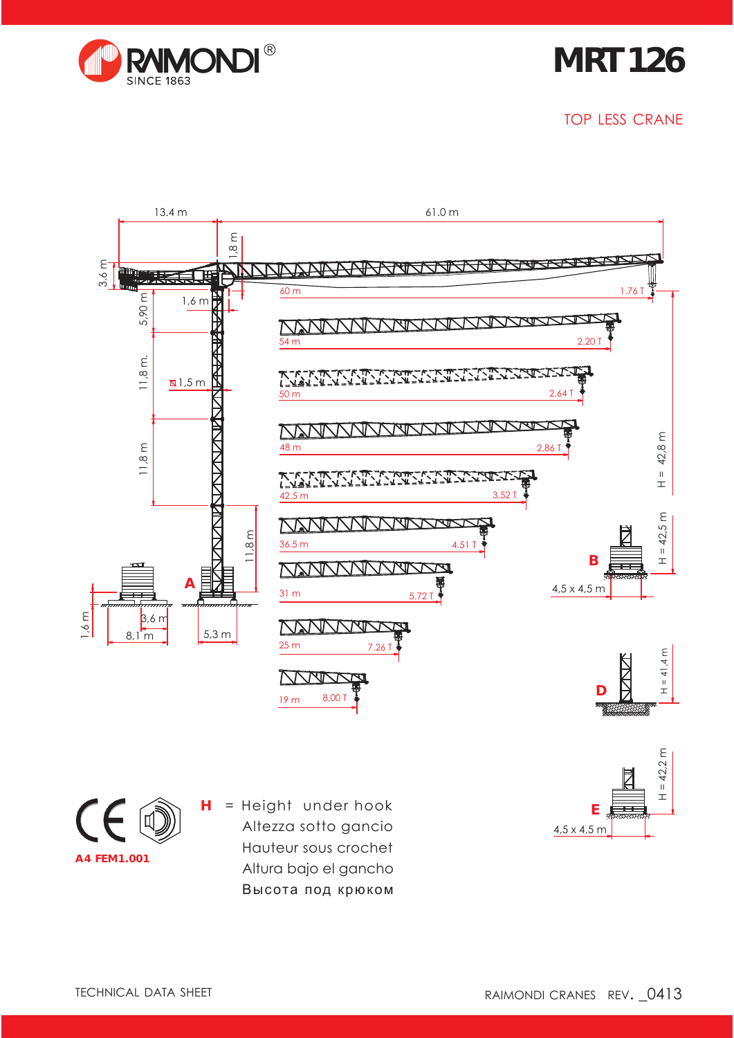# RAIMONDI SINCE 1863

# MRT 126

## TOP LESS CRANE

13.4 m | 61.0 m

3.6 m | 1,8 m | 1,6 m | 5,90 m | 11,8 m. | 1,5 m | 11,8 m | 11,8 m

| Jib length | Tip load |
|---|---|
| 60 m | 1.76 T |
| 54 m | 2.20 T |
| 50 m | 2.64 T |
| 48 m | 2.86 T |
| 42.5 m | 3.52 T |
| 36.5 m | 4.51 T |
| 31 m | 5.72 T |
| 25 m | 7.26 T |
| 19 m | 8,00 T |

A: 1,6 m; 3,6 m; 8,1 m; 5,3 m

H = 42,8 m

B: H = 42,5 m; 4,5 x 4,5 m

D: H = 41,4 m

E: H = 42,2 m; 4,5 x 4,5 m

CE

A4 FEM1.001

**H** = Height under hook
Altezza sotto gancio
Hauteur sous crochet
Altura bajo el gancho
Высота под крюком

TECHNICAL DATA SHEET

RAIMONDI CRANES REV. _0413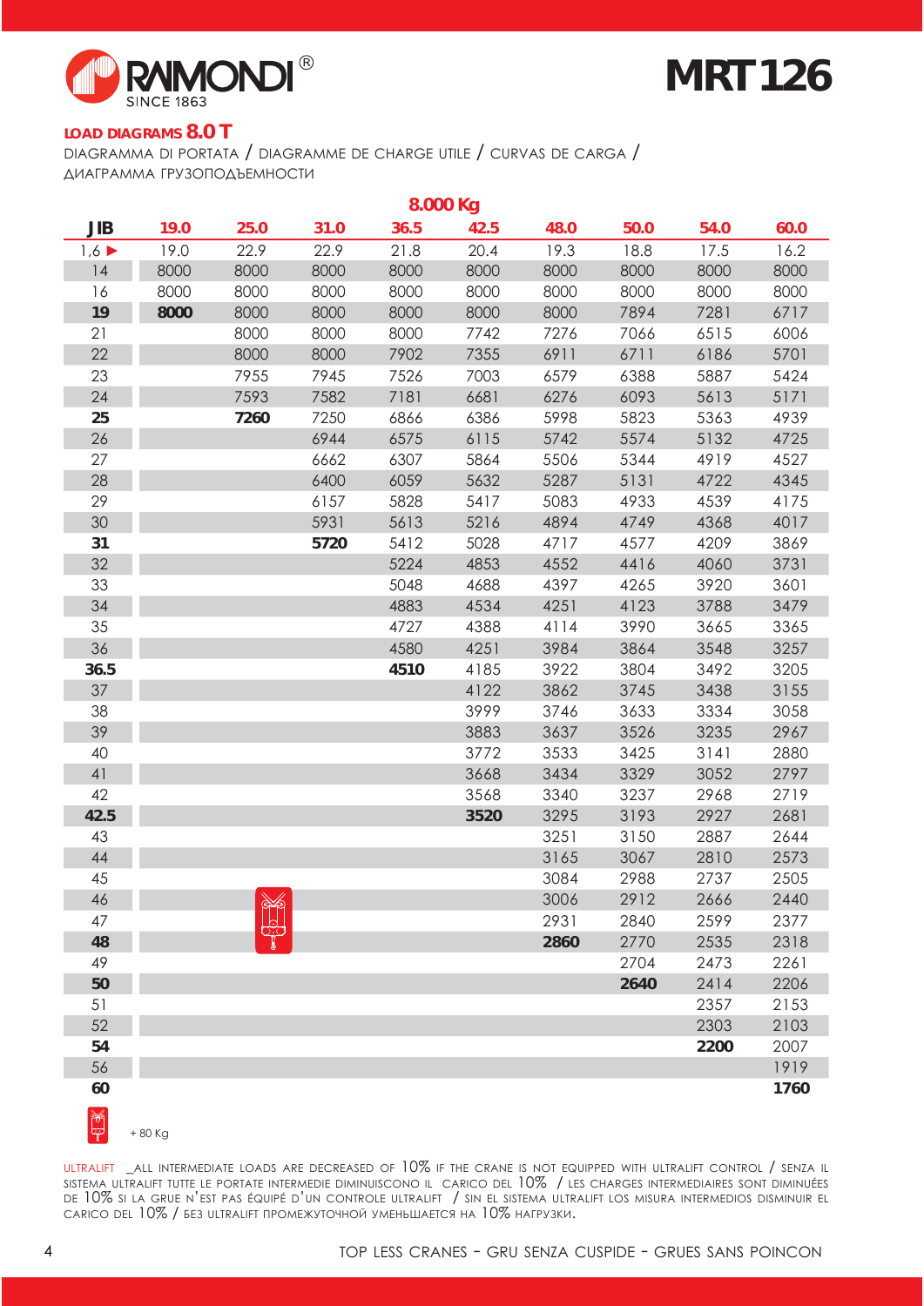# MRT 126

## LOAD DIAGRAMS 8.0 T

DIAGRAMMA DI PORTATA / DIAGRAMME DE CHARGE UTILE / CURVAS DE CARGA / ДИАГРАММА ГРУЗОПОДЪЕМНОСТИ

| | 8.000 Kg | | | | | | | | |
|---|---|---|---|---|---|---|---|---|---|
| **JIB** | **19.0** | **25.0** | **31.0** | **36.5** | **42.5** | **48.0** | **50.0** | **54.0** | **60.0** |
| 1,6 ▶ | 19.0 | 22.9 | 22.9 | 21.8 | 20.4 | 19.3 | 18.8 | 17.5 | 16.2 |
| 14 | 8000 | 8000 | 8000 | 8000 | 8000 | 8000 | 8000 | 8000 | 8000 |
| 16 | 8000 | 8000 | 8000 | 8000 | 8000 | 8000 | 8000 | 8000 | 8000 |
| **19** | **8000** | 8000 | 8000 | 8000 | 8000 | 8000 | 7894 | 7281 | 6717 |
| 21 | | 8000 | 8000 | 8000 | 7742 | 7276 | 7066 | 6515 | 6006 |
| 22 | | 8000 | 8000 | 7902 | 7355 | 6911 | 6711 | 6186 | 5701 |
| 23 | | 7955 | 7945 | 7526 | 7003 | 6579 | 6388 | 5887 | 5424 |
| 24 | | 7593 | 7582 | 7181 | 6681 | 6276 | 6093 | 5613 | 5171 |
| **25** | | **7260** | 7250 | 6866 | 6386 | 5998 | 5823 | 5363 | 4939 |
| 26 | | | 6944 | 6575 | 6115 | 5742 | 5574 | 5132 | 4725 |
| 27 | | | 6662 | 6307 | 5864 | 5506 | 5344 | 4919 | 4527 |
| 28 | | | 6400 | 6059 | 5632 | 5287 | 5131 | 4722 | 4345 |
| 29 | | | 6157 | 5828 | 5417 | 5083 | 4933 | 4539 | 4175 |
| 30 | | | 5931 | 5613 | 5216 | 4894 | 4749 | 4368 | 4017 |
| **31** | | | **5720** | 5412 | 5028 | 4717 | 4577 | 4209 | 3869 |
| 32 | | | | 5224 | 4853 | 4552 | 4416 | 4060 | 3731 |
| 33 | | | | 5048 | 4688 | 4397 | 4265 | 3920 | 3601 |
| 34 | | | | 4883 | 4534 | 4251 | 4123 | 3788 | 3479 |
| 35 | | | | 4727 | 4388 | 4114 | 3990 | 3665 | 3365 |
| 36 | | | | 4580 | 4251 | 3984 | 3864 | 3548 | 3257 |
| **36.5** | | | | **4510** | 4185 | 3922 | 3804 | 3492 | 3205 |
| 37 | | | | | 4122 | 3862 | 3745 | 3438 | 3155 |
| 38 | | | | | 3999 | 3746 | 3633 | 3334 | 3058 |
| 39 | | | | | 3883 | 3637 | 3526 | 3235 | 2967 |
| 40 | | | | | 3772 | 3533 | 3425 | 3141 | 2880 |
| 41 | | | | | 3668 | 3434 | 3329 | 3052 | 2797 |
| 42 | | | | | 3568 | 3340 | 3237 | 2968 | 2719 |
| **42.5** | | | | | **3520** | 3295 | 3193 | 2927 | 2681 |
| 43 | | | | | | 3251 | 3150 | 2887 | 2644 |
| 44 | | | | | | 3165 | 3067 | 2810 | 2573 |
| 45 | | | | | | 3084 | 2988 | 2737 | 2505 |
| 46 | | | | | | 3006 | 2912 | 2666 | 2440 |
| 47 | | | | | | 2931 | 2840 | 2599 | 2377 |
| **48** | | | | | | **2860** | 2770 | 2535 | 2318 |
| 49 | | | | | | | 2704 | 2473 | 2261 |
| **50** | | | | | | | **2640** | 2414 | 2206 |
| 51 | | | | | | | | 2357 | 2153 |
| 52 | | | | | | | | 2303 | 2103 |
| **54** | | | | | | | | **2200** | 2007 |
| 56 | | | | | | | | | 1919 |
| **60** | | | | | | | | | **1760** |

+ 80 Kg

ULTRALIFT _ALL INTERMEDIATE LOADS ARE DECREASED OF 10% IF THE CRANE IS NOT EQUIPPED WITH ULTRALIFT CONTROL / SENZA IL SISTEMA ULTRALIFT TUTTE LE PORTATE INTERMEDIE DIMINUISCONO IL CARICO DEL 10% / LES CHARGES INTERMEDIAIRES SONT DIMINUÉES DE 10% SI LA GRUE N'EST PAS ÉQUIPÉ D'UN CONTROLE ULTRALIFT / SIN EL SISTEMA ULTRALIFT LOS MISURA INTERMEDIOS DISMINUIR EL CARICO DEL 10% / БЕЗ ULTRALIFT ПРОМЕЖУТОЧНОЙ УМЕНЬШАЕТСЯ НА 10% НАГРУЗКИ.

TOP LESS CRANES - GRU SENZA CUSPIDE - GRUES SANS POINCON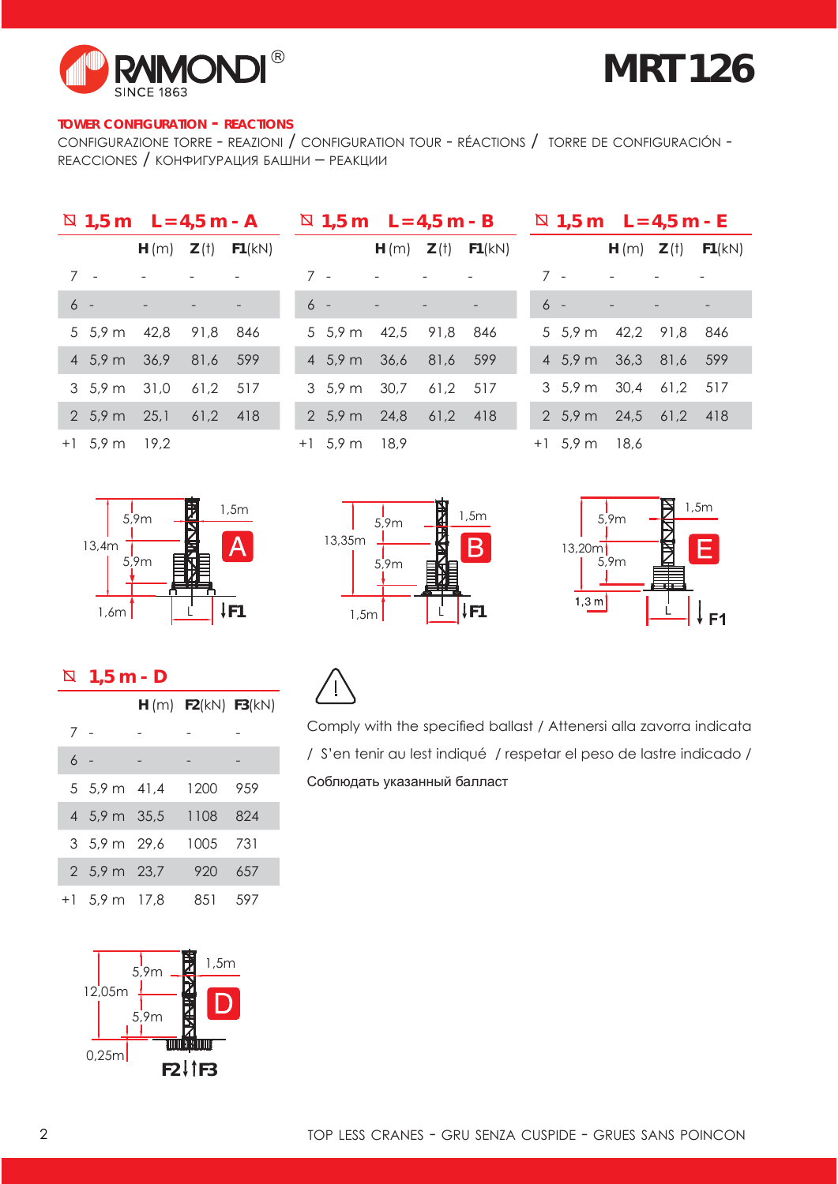# MRT 126

**TOWER CONFIGURATION - REACTIONS**

CONFIGURAZIONE TORRE - REAZIONI / CONFIGURATION TOUR - RÉACTIONS / TORRE DE CONFIGURACIÓN - REACCIONES / КОНФИГУРАЦИЯ БАШНИ – РЕАКЦИИ

### ⊠ 1,5 m L=4,5 m - A

| | | H (m) | Z (t) | F1 (kN) |
|---|---|---|---|---|
| 7 | - | - | - | - |
| 6 | - | - | - | - |
| 5 | 5,9 m | 42,8 | 91,8 | 846 |
| 4 | 5,9 m | 36,9 | 81,6 | 599 |
| 3 | 5,9 m | 31,0 | 61,2 | 517 |
| 2 | 5,9 m | 25,1 | 61,2 | 418 |
| +1 | 5,9 m | 19,2 | | |

### ⊠ 1,5 m L=4,5 m - B

| | | H (m) | Z (t) | F1 (kN) |
|---|---|---|---|---|
| 7 | - | - | - | - |
| 6 | - | - | - | - |
| 5 | 5,9 m | 42,5 | 91,8 | 846 |
| 4 | 5,9 m | 36,6 | 81,6 | 599 |
| 3 | 5,9 m | 30,7 | 61,2 | 517 |
| 2 | 5,9 m | 24,8 | 61,2 | 418 |
| +1 | 5,9 m | 18,9 | | |

### ⊠ 1,5 m L=4,5 m - E

| | | H (m) | Z (t) | F1 (kN) |
|---|---|---|---|---|
| 7 | - | - | - | - |
| 6 | - | - | - | - |
| 5 | 5,9 m | 42,2 | 91,8 | 846 |
| 4 | 5,9 m | 36,3 | 81,6 | 599 |
| 3 | 5,9 m | 30,4 | 61,2 | 517 |
| 2 | 5,9 m | 24,5 | 61,2 | 418 |
| +1 | 5,9 m | 18,6 | | |

A: 1,5m, 5,9m, 13,4m, 5,9m, 1,6m, L, F1

B: 1,5m, 5,9m, 13,35m, 5,9m, 1,5m, L, F1

E: 1,5m, 5,9m, 13,20m, 5,9m, 1,3 m, L, F1

### ⊠ 1,5 m - D

| | | H (m) | F2 (kN) | F3 (kN) |
|---|---|---|---|---|
| 7 | - | - | - | - |
| 6 | - | - | - | - |
| 5 | 5,9 m | 41,4 | 1200 | 959 |
| 4 | 5,9 m | 35,5 | 1108 | 824 |
| 3 | 5,9 m | 29,6 | 1005 | 731 |
| 2 | 5,9 m | 23,7 | 920 | 657 |
| +1 | 5,9 m | 17,8 | 851 | 597 |

D: 1,5m, 5,9m, 12,05m, 5,9m, 0,25m, F2, F3

⚠ Comply with the specified ballast / Attenersi alla zavorra indicata / S'en tenir au lest indiqué / respetar el peso de lastre indicado / Соблюдать указанный балласт

TOP LESS CRANES - GRU SENZA CUSPIDE - GRUES SANS POINCON